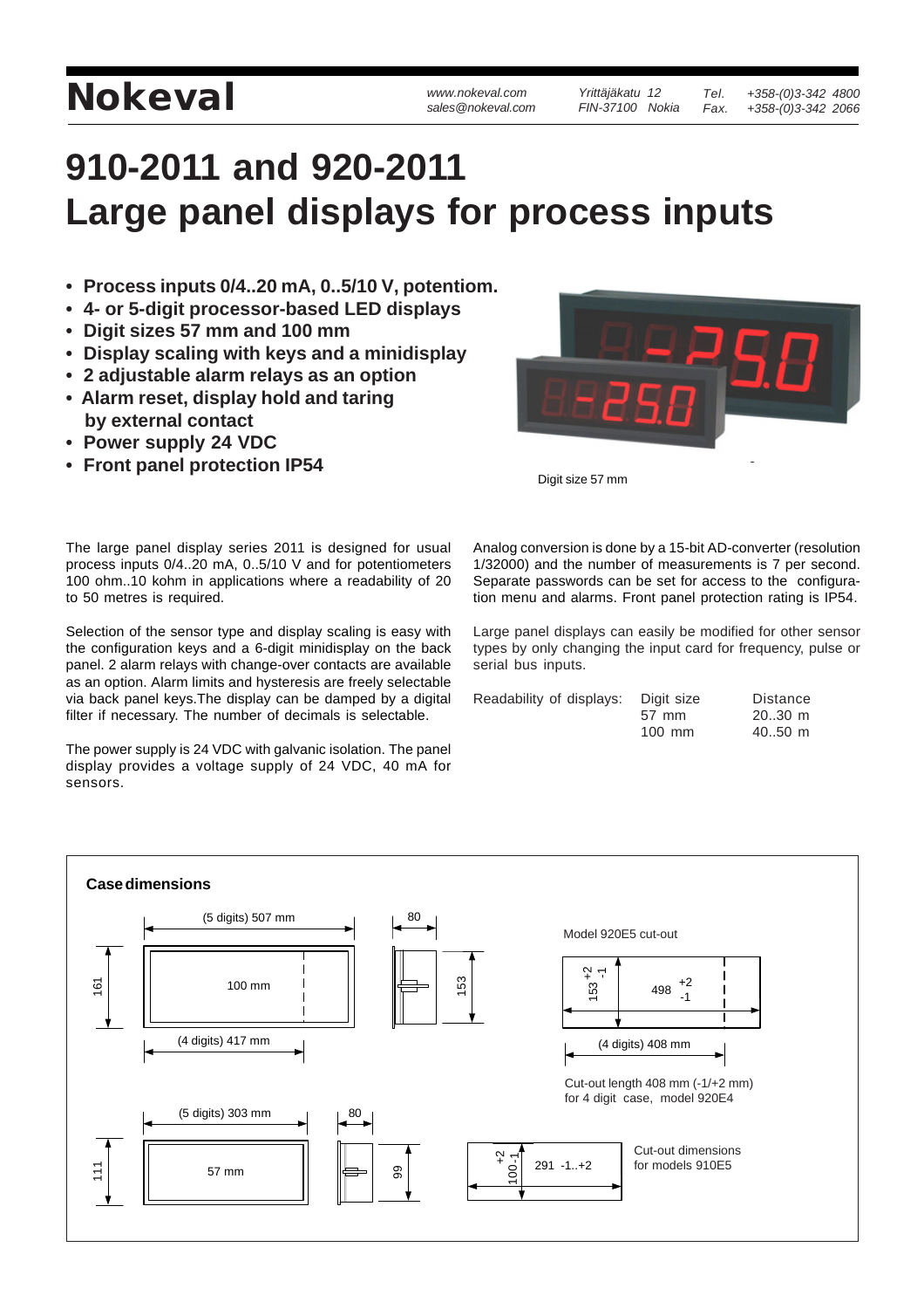# Nokeval

www.nokeval.com
sales@nokeval.com

Yrittäjäkatu 12
FIN-37100 Nokia

Tel. +358-(0)3-342 4800
Fax. +358-(0)3-342 2066

# 910-2011 and 920-2011
# Large panel displays for process inputs

- Process inputs 0/4..20 mA, 0..5/10 V, potentiom.
- 4- or 5-digit processor-based LED displays
- Digit sizes 57 mm and 100 mm
- Display scaling with keys and a minidisplay
- 2 adjustable alarm relays as an option
- Alarm reset, display hold and taring by external contact
- Power supply 24 VDC
- Front panel protection IP54

Digit size 57 mm

The large panel display series 2011 is designed for usual process inputs 0/4..20 mA, 0..5/10 V and for potentiometers 100 ohm..10 kohm in applications where a readability of 20 to 50 metres is required.

Selection of the sensor type and display scaling is easy with the configuration keys and a 6-digit minidisplay on the back panel. 2 alarm relays with change-over contacts are available as an option. Alarm limits and hysteresis are freely selectable via back panel keys.The display can be damped by a digital filter if necessary. The number of decimals is selectable.

The power supply is 24 VDC with galvanic isolation. The panel display provides a voltage supply of 24 VDC, 40 mA for sensors.

Analog conversion is done by a 15-bit AD-converter (resolution 1/32000) and the number of measurements is 7 per second. Separate passwords can be set for access to the configuration menu and alarms. Front panel protection rating is IP54.

Large panel displays can easily be modified for other sensor types by only changing the input card for frequency, pulse or serial bus inputs.

| Readability of displays: | Digit size | Distance |
|---|---|---|
| | 57 mm | 20..30 m |
| | 100 mm | 40..50 m |

**Case dimensions**

(5 digits) 507 mm
80
161
100 mm
153
(4 digits) 417 mm

Model 920E5 cut-out
153 +2 -1
498 +2 -1
(4 digits) 408 mm

Cut-out length 408 mm (-1/+2 mm) for 4 digit case, model 920E4

(5 digits) 303 mm
80
111
57 mm
99
100 -1 +2
291 -1..+2

Cut-out dimensions for models 910E5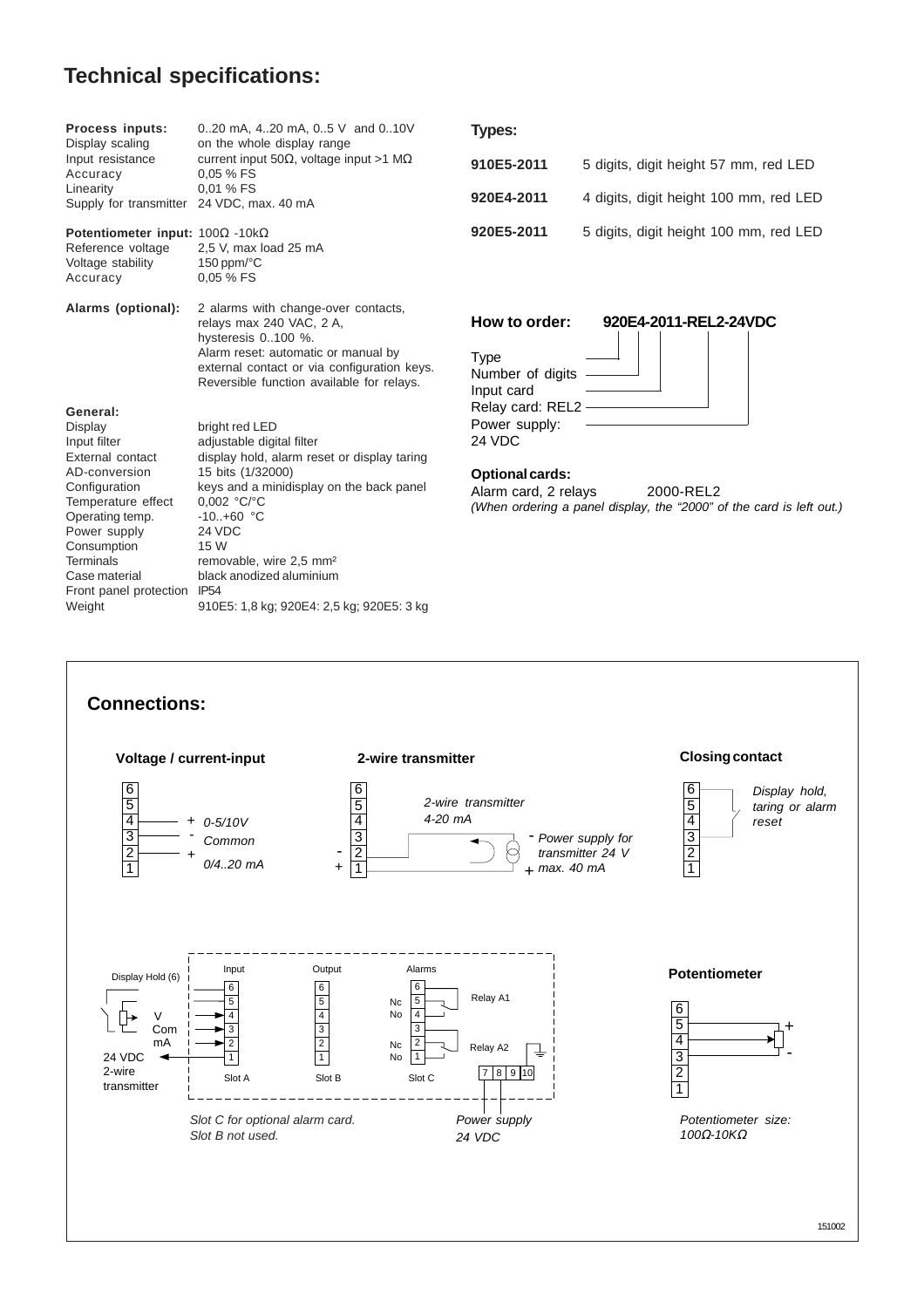# Technical specifications:

**Process inputs:** 0..20 mA, 4..20 mA, 0..5 V and 0..10V

| | |
|---|---|
| Display scaling | on the whole display range |
| Input resistance | current input 50Ω, voltage input >1 MΩ |
| Accuracy | 0,05 % FS |
| Linearity | 0,01 % FS |
| Supply for transmitter | 24 VDC, max. 40 mA |

**Potentiometer input:** 100Ω -10kΩ

| | |
|---|---|
| Reference voltage | 2,5 V, max load 25 mA |
| Voltage stability | 150 ppm/°C |
| Accuracy | 0,05 % FS |

**Alarms (optional):** 2 alarms with change-over contacts, relays max 240 VAC, 2 A, hysteresis 0..100 %. Alarm reset: automatic or manual by external contact or via configuration keys. Reversible function available for relays.

**General:**

| | |
|---|---|
| Display | bright red LED |
| Input filter | adjustable digital filter |
| External contact | display hold, alarm reset or display taring |
| AD-conversion | 15 bits (1/32000) |
| Configuration | keys and a minidisplay on the back panel |
| Temperature effect | 0,002 °C/°C |
| Operating temp. | -10..+60 °C |
| Power supply | 24 VDC |
| Consumption | 15 W |
| Terminals | removable, wire 2,5 mm² |
| Case material | black anodized aluminium |
| Front panel protection | IP54 |
| Weight | 910E5: 1,8 kg; 920E4: 2,5 kg; 920E5: 3 kg |

**Types:**

| | |
|---|---|
| **910E5-2011** | 5 digits, digit height 57 mm, red LED |
| **920E4-2011** | 4 digits, digit height 100 mm, red LED |
| **920E5-2011** | 5 digits, digit height 100 mm, red LED |

**How to order:** **920E4-2011-REL2-24VDC**

Type
Number of digits
Input card
Relay card: REL2
Power supply: 24 VDC

**Optional cards:**

Alarm card, 2 relays 2000-REL2

*(When ordering a panel display, the “2000” of the card is left out.)*

## Connections:

**Voltage / current-input**

6
5
4 + *0-5/10V*
3 - *Common*
2 + *0/4..20 mA*
1

**2-wire transmitter**

*2-wire transmitter 4-20 mA*
- *Power supply for transmitter 24 V* + *max. 40 mA*

**Closing contact**

*Display hold, taring or alarm reset*

Display Hold (6)
V
Com
mA
24 VDC 2-wire transmitter

Input — Slot A
Output — Slot B
Alarms — Slot C: Nc 5, No 4 Relay A1; Nc 2, No 1 Relay A2
7 8 9 10

*Slot C for optional alarm card.*
*Slot B not used.*

*Power supply 24 VDC*

**Potentiometer**

*Potentiometer size: 100Ω-10KΩ*